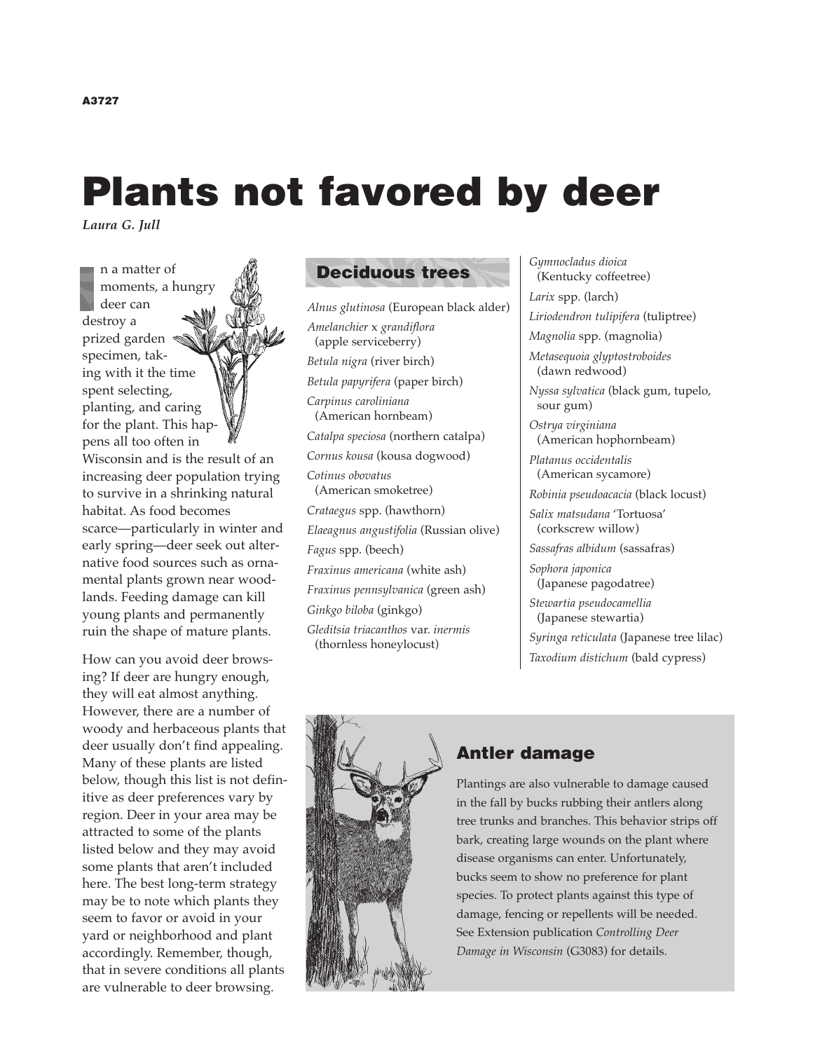A3727

# Plants not favored by deer

*Laura G. Jull*

In a matter of moments, a hungry deer can destroy a prized garden specimen, taking with it the time spent selecting, planting, and caring for the plant. This happens all too often in Wisconsin and is the result of an increasing deer population trying to survive in a shrinking natural habitat. As food becomes scarce—particularly in winter and early spring—deer seek out alternative food sources such as ornamental plants grown near woodlands. Feeding damage can kill young plants and permanently ruin the shape of mature plants.

How can you avoid deer browsing? If deer are hungry enough, they will eat almost anything. However, there are a number of woody and herbaceous plants that deer usually don't find appealing. Many of these plants are listed below, though this list is not definitive as deer preferences vary by region. Deer in your area may be attracted to some of the plants listed below and they may avoid some plants that aren't included here. The best long-term strategy may be to note which plants they seem to favor or avoid in your yard or neighborhood and plant accordingly. Remember, though, that in severe conditions all plants are vulnerable to deer browsing.

## Deciduous trees

*Alnus glutinosa* (European black alder)
*Amelanchier* x *grandiflora* (apple serviceberry)
*Betula nigra* (river birch)
*Betula papyrifera* (paper birch)
*Carpinus caroliniana* (American hornbeam)
*Catalpa speciosa* (northern catalpa)
*Cornus kousa* (kousa dogwood)
*Cotinus obovatus* (American smoketree)
*Crataegus* spp. (hawthorn)
*Elaeagnus angustifolia* (Russian olive)
*Fagus* spp. (beech)
*Fraxinus americana* (white ash)
*Fraxinus pennsylvanica* (green ash)
*Ginkgo biloba* (ginkgo)
*Gleditsia triacanthos* var. *inermis* (thornless honeylocust)
*Gymnocladus dioica* (Kentucky coffeetree)
*Larix* spp. (larch)
*Liriodendron tulipifera* (tuliptree)
*Magnolia* spp. (magnolia)
*Metasequoia glyptostroboides* (dawn redwood)
*Nyssa sylvatica* (black gum, tupelo, sour gum)
*Ostrya virginiana* (American hophornbeam)
*Platanus occidentalis* (American sycamore)
*Robinia pseudoacacia* (black locust)
*Salix matsudana* 'Tortuosa' (corkscrew willow)
*Sassafras albidum* (sassafras)
*Sophora japonica* (Japanese pagodatree)
*Stewartia pseudocamellia* (Japanese stewartia)
*Syringa reticulata* (Japanese tree lilac)
*Taxodium distichum* (bald cypress)

## Antler damage

Plantings are also vulnerable to damage caused in the fall by bucks rubbing their antlers along tree trunks and branches. This behavior strips off bark, creating large wounds on the plant where disease organisms can enter. Unfortunately, bucks seem to show no preference for plant species. To protect plants against this type of damage, fencing or repellents will be needed. See Extension publication *Controlling Deer Damage in Wisconsin* (G3083) for details.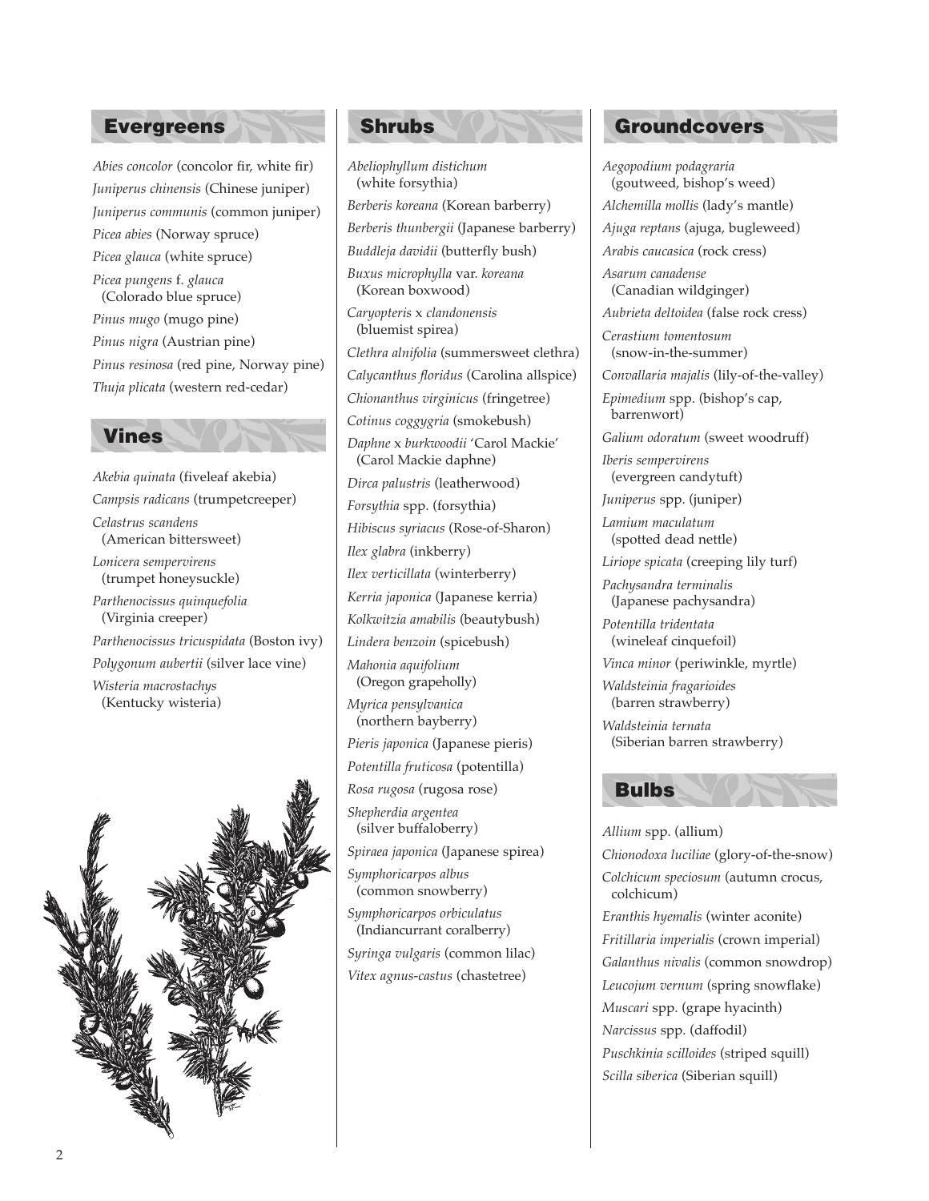## Evergreens

*Abies concolor* (concolor fir, white fir)
*Juniperus chinensis* (Chinese juniper)
*Juniperus communis* (common juniper)
*Picea abies* (Norway spruce)
*Picea glauca* (white spruce)
*Picea pungens* f. *glauca* (Colorado blue spruce)
*Pinus mugo* (mugo pine)
*Pinus nigra* (Austrian pine)
*Pinus resinosa* (red pine, Norway pine)
*Thuja plicata* (western red-cedar)

## Vines

*Akebia quinata* (fiveleaf akebia)
*Campsis radicans* (trumpetcreeper)
*Celastrus scandens* (American bittersweet)
*Lonicera sempervirens* (trumpet honeysuckle)
*Parthenocissus quinquefolia* (Virginia creeper)
*Parthenocissus tricuspidata* (Boston ivy)
*Polygonum aubertii* (silver lace vine)
*Wisteria macrostachys* (Kentucky wisteria)

## Shrubs

*Abeliophyllum distichum* (white forsythia)
*Berberis koreana* (Korean barberry)
*Berberis thunbergii* (Japanese barberry)
*Buddleja davidii* (butterfly bush)
*Buxus microphylla* var. *koreana* (Korean boxwood)
*Caryopteris* x *clandonensis* (bluemist spirea)
*Clethra alnifolia* (summersweet clethra)
*Calycanthus floridus* (Carolina allspice)
*Chionanthus virginicus* (fringetree)
*Cotinus coggygria* (smokebush)
*Daphne* x *burkwoodii* 'Carol Mackie' (Carol Mackie daphne)
*Dirca palustris* (leatherwood)
*Forsythia* spp. (forsythia)
*Hibiscus syriacus* (Rose-of-Sharon)
*Ilex glabra* (inkberry)
*Ilex verticillata* (winterberry)
*Kerria japonica* (Japanese kerria)
*Kolkwitzia amabilis* (beautybush)
*Lindera benzoin* (spicebush)
*Mahonia aquifolium* (Oregon grapeholly)
*Myrica pensylvanica* (northern bayberry)
*Pieris japonica* (Japanese pieris)
*Potentilla fruticosa* (potentilla)
*Rosa rugosa* (rugosa rose)
*Shepherdia argentea* (silver buffaloberry)
*Spiraea japonica* (Japanese spirea)
*Symphoricarpos albus* (common snowberry)
*Symphoricarpos orbiculatus* (Indiancurrant coralberry)
*Syringa vulgaris* (common lilac)
*Vitex agnus-castus* (chastetree)

## Groundcovers

*Aegopodium podagraria* (goutweed, bishop's weed)
*Alchemilla mollis* (lady's mantle)
*Ajuga reptans* (ajuga, bugleweed)
*Arabis caucasica* (rock cress)
*Asarum canadense* (Canadian wildginger)
*Aubrieta deltoidea* (false rock cress)
*Cerastium tomentosum* (snow-in-the-summer)
*Convallaria majalis* (lily-of-the-valley)
*Epimedium* spp. (bishop's cap, barrenwort)
*Galium odoratum* (sweet woodruff)
*Iberis sempervirens* (evergreen candytuft)
*Juniperus* spp. (juniper)
*Lamium maculatum* (spotted dead nettle)
*Liriope spicata* (creeping lily turf)
*Pachysandra terminalis* (Japanese pachysandra)
*Potentilla tridentata* (wineleaf cinquefoil)
*Vinca minor* (periwinkle, myrtle)
*Waldsteinia fragarioides* (barren strawberry)
*Waldsteinia ternata* (Siberian barren strawberry)

## Bulbs

*Allium* spp. (allium)
*Chionodoxa luciliae* (glory-of-the-snow)
*Colchicum speciosum* (autumn crocus, colchicum)
*Eranthis hyemalis* (winter aconite)
*Fritillaria imperialis* (crown imperial)
*Galanthus nivalis* (common snowdrop)
*Leucojum vernum* (spring snowflake)
*Muscari* spp. (grape hyacinth)
*Narcissus* spp. (daffodil)
*Puschkinia scilloides* (striped squill)
*Scilla siberica* (Siberian squill)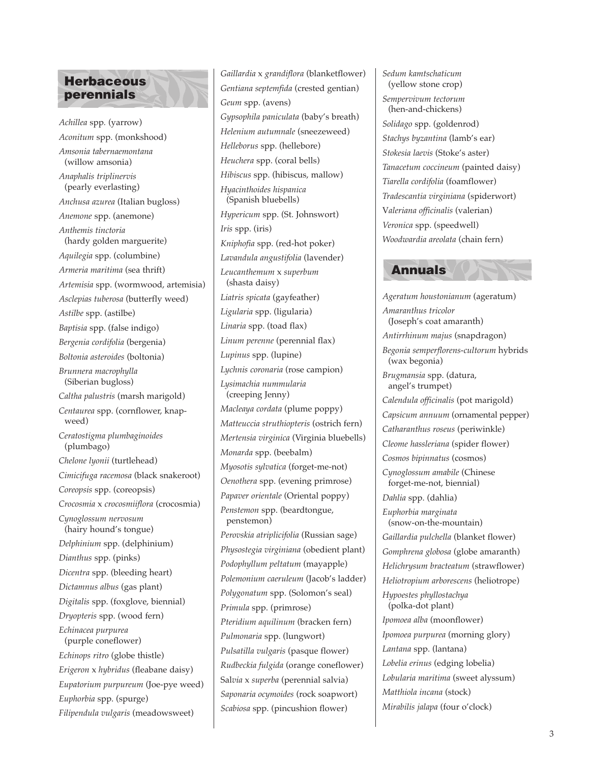## Herbaceous perennials

*Achillea* spp. (yarrow)
*Aconitum* spp. (monkshood)
*Amsonia tabernaemontana* (willow amsonia)
*Anaphalis triplinervis* (pearly everlasting)
*Anchusa azurea* (Italian bugloss)
*Anemone* spp. (anemone)
*Anthemis tinctoria* (hardy golden marguerite)
*Aquilegia* spp. (columbine)
*Armeria maritima* (sea thrift)
*Artemisia* spp. (wormwood, artemisia)
*Asclepias tuberosa* (butterfly weed)
*Astilbe* spp. (astilbe)
*Baptisia* spp. (false indigo)
*Bergenia cordifolia* (bergenia)
*Boltonia asteroides* (boltonia)
*Brunnera macrophylla* (Siberian bugloss)
*Caltha palustris* (marsh marigold)
*Centaurea* spp. (cornflower, knapweed)
*Ceratostigma plumbaginoides* (plumbago)
*Chelone lyonii* (turtlehead)
*Cimicifuga racemosa* (black snakeroot)
*Coreopsis* spp. (coreopsis)
*Crocosmia* x *crocosmiiflora* (crocosmia)
*Cynoglossum nervosum* (hairy hound's tongue)
*Delphinium* spp. (delphinium)
*Dianthus* spp. (pinks)
*Dicentra* spp. (bleeding heart)
*Dictamnus albus* (gas plant)
*Digitalis* spp. (foxglove, biennial)
*Dryopteris* spp. (wood fern)
*Echinacea purpurea* (purple coneflower)
*Echinops ritro* (globe thistle)
*Erigeron* x *hybridus* (fleabane daisy)
*Eupatorium purpureum* (Joe-pye weed)
*Euphorbia* spp. (spurge)
*Filipendula vulgaris* (meadowsweet)
*Gaillardia* x *grandiflora* (blanketflower)
*Gentiana septemfida* (crested gentian)
*Geum* spp. (avens)
*Gypsophila paniculata* (baby's breath)
*Helenium autumnale* (sneezeweed)
*Helleborus* spp. (hellebore)
*Heuchera* spp. (coral bells)
*Hibiscus* spp. (hibiscus, mallow)
*Hyacinthoides hispanica* (Spanish bluebells)
*Hypericum* spp. (St. Johnswort)
*Iris* spp. (iris)
*Kniphofia* spp. (red-hot poker)
*Lavandula angustifolia* (lavender)
*Leucanthemum* x *superbum* (shasta daisy)
*Liatris spicata* (gayfeather)
*Ligularia* spp. (ligularia)
*Linaria* spp. (toad flax)
*Linum perenne* (perennial flax)
*Lupinus* spp. (lupine)
*Lychnis coronaria* (rose campion)
*Lysimachia nummularia* (creeping Jenny)
*Macleaya cordata* (plume poppy)
*Matteuccia struthiopteris* (ostrich fern)
*Mertensia virginica* (Virginia bluebells)
*Monarda* spp. (beebalm)
*Myosotis sylvatica* (forget-me-not)
*Oenothera* spp. (evening primrose)
*Papaver orientale* (Oriental poppy)
*Penstemon* spp. (beardtongue, penstemon)
*Perovskia atriplicifolia* (Russian sage)
*Physostegia virginiana* (obedient plant)
*Podophyllum peltatum* (mayapple)
*Polemonium caeruleum* (Jacob's ladder)
*Polygonatum* spp. (Solomon's seal)
*Primula* spp. (primrose)
*Pteridium aquilinum* (bracken fern)
*Pulmonaria* spp. (lungwort)
*Pulsatilla vulgaris* (pasque flower)
*Rudbeckia fulgida* (orange coneflower)
Sal*via* x *superba* (perennial salvia)
*Saponaria ocymoides* (rock soapwort)
*Scabiosa* spp. (pincushion flower)
*Sedum kamtschaticum* (yellow stone crop)
*Sempervivum tectorum* (hen-and-chickens)
*Solidago* spp. (goldenrod)
*Stachys byzantina* (lamb's ear)
*Stokesia laevis* (Stoke's aster)
*Tanacetum coccineum* (painted daisy)
*Tiarella cordifolia* (foamflower)
*Tradescantia virginiana* (spiderwort)
V*aleriana officinalis* (valerian)
*Veronica* spp. (speedwell)
*Woodwardia areolata* (chain fern)

## Annuals

*Ageratum houstonianum* (ageratum)
*Amaranthus tricolor* (Joseph's coat amaranth)
*Antirrhinum majus* (snapdragon)
*Begonia semperflorens-cultorum* hybrids (wax begonia)
*Brugmansia* spp. (datura, angel's trumpet)
*Calendula officinalis* (pot marigold)
*Capsicum annuum* (ornamental pepper)
*Catharanthus roseus* (periwinkle)
*Cleome hassleriana* (spider flower)
*Cosmos bipinnatus* (cosmos)
*Cynoglossum amabile* (Chinese forget-me-not, biennial)
*Dahlia* spp. (dahlia)
*Euphorbia marginata* (snow-on-the-mountain)
*Gaillardia pulchella* (blanket flower)
*Gomphrena globosa* (globe amaranth)
*Helichrysum bracteatum* (strawflower)
*Heliotropium arborescens* (heliotrope)
*Hypoestes phyllostachya* (polka-dot plant)
*Ipomoea alba* (moonflower)
*Ipomoea purpurea* (morning glory)
*Lantana* spp. (lantana)
*Lobelia erinus* (edging lobelia)
*Lobularia maritima* (sweet alyssum)
*Matthiola incana* (stock)
*Mirabilis jalapa* (four o'clock)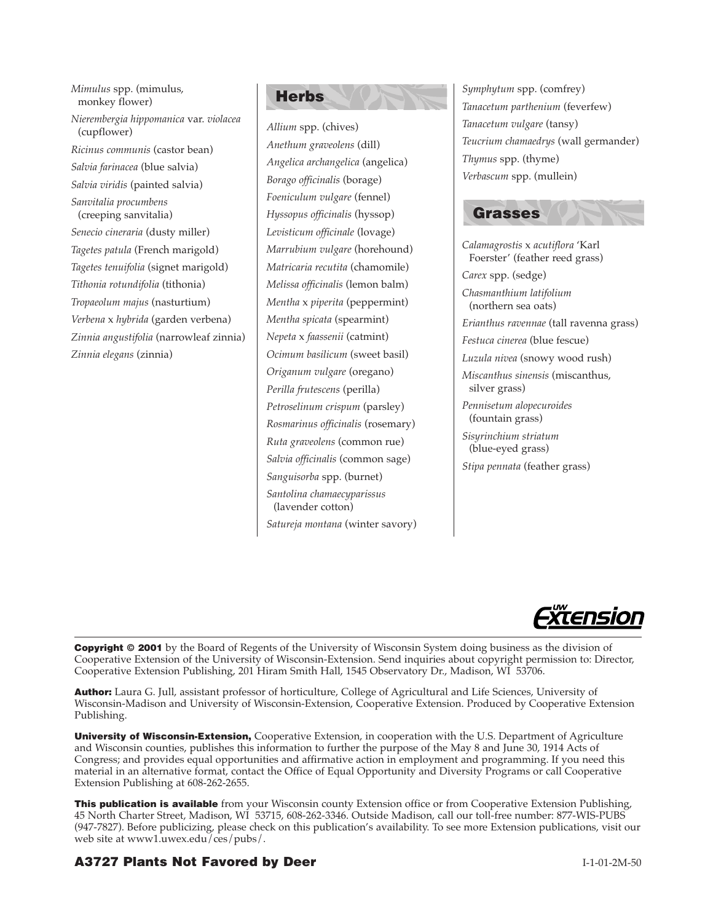*Mimulus* spp. (mimulus, monkey flower)

*Nierembergia hippomanica* var. *violacea* (cupflower)

*Ricinus communis* (castor bean)

*Salvia farinacea* (blue salvia)

*Salvia viridis* (painted salvia)

*Sanvitalia procumbens* (creeping sanvitalia)

*Senecio cineraria* (dusty miller)

*Tagetes patula* (French marigold)

*Tagetes tenuifolia* (signet marigold)

*Tithonia rotundifolia* (tithonia)

*Tropaeolum majus* (nasturtium)

*Verbena* x *hybrida* (garden verbena)

*Zinnia angustifolia* (narrowleaf zinnia)

*Zinnia elegans* (zinnia)

## Herbs

*Allium* spp. (chives)

*Anethum graveolens* (dill)

*Angelica archangelica* (angelica)

*Borago officinalis* (borage)

*Foeniculum vulgare* (fennel)

*Hyssopus officinalis* (hyssop)

*Levisticum officinale* (lovage)

*Marrubium vulgare* (horehound)

*Matricaria recutita* (chamomile)

*Melissa officinalis* (lemon balm)

*Mentha* x *piperita* (peppermint)

*Mentha spicata* (spearmint)

*Nepeta* x *faassenii* (catmint)

*Ocimum basilicum* (sweet basil)

*Origanum vulgare* (oregano)

*Perilla frutescens* (perilla)

*Petroselinum crispum* (parsley)

*Rosmarinus officinalis* (rosemary)

*Ruta graveolens* (common rue)

*Salvia officinalis* (common sage)

*Sanguisorba* spp. (burnet)

*Santolina chamaecyparissus* (lavender cotton)

*Satureja montana* (winter savory)

*Symphytum* spp. (comfrey)

*Tanacetum parthenium* (feverfew)

*Tanacetum vulgare* (tansy)

*Teucrium chamaedrys* (wall germander)

*Thymus* spp. (thyme)

*Verbascum* spp. (mullein)

## Grasses

*Calamagrostis* x *acutiflora* 'Karl Foerster' (feather reed grass)

*Carex* spp. (sedge)

*Chasmanthium latifolium* (northern sea oats)

*Erianthus ravennae* (tall ravenna grass)

*Festuca cinerea* (blue fescue)

*Luzula nivea* (snowy wood rush)

*Miscanthus sinensis* (miscanthus, silver grass)

*Pennisetum alopecuroides* (fountain grass)

*Sisyrinchium striatum* (blue-eyed grass)

*Stipa pennata* (feather grass)

UW Extension

**Copyright © 2001** by the Board of Regents of the University of Wisconsin System doing business as the division of Cooperative Extension of the University of Wisconsin-Extension. Send inquiries about copyright permission to: Director, Cooperative Extension Publishing, 201 Hiram Smith Hall, 1545 Observatory Dr., Madison, WI 53706.

**Author:** Laura G. Jull, assistant professor of horticulture, College of Agricultural and Life Sciences, University of Wisconsin-Madison and University of Wisconsin-Extension, Cooperative Extension. Produced by Cooperative Extension Publishing.

**University of Wisconsin-Extension,** Cooperative Extension, in cooperation with the U.S. Department of Agriculture and Wisconsin counties, publishes this information to further the purpose of the May 8 and June 30, 1914 Acts of Congress; and provides equal opportunities and affirmative action in employment and programming. If you need this material in an alternative format, contact the Office of Equal Opportunity and Diversity Programs or call Cooperative Extension Publishing at 608-262-2655.

**This publication is available** from your Wisconsin county Extension office or from Cooperative Extension Publishing, 45 North Charter Street, Madison, WI 53715, 608-262-3346. Outside Madison, call our toll-free number: 877-WIS-PUBS (947-7827). Before publicizing, please check on this publication's availability. To see more Extension publications, visit our web site at www1.uwex.edu/ces/pubs/.

**A3727 Plants Not Favored by Deer** I-1-01-2M-50